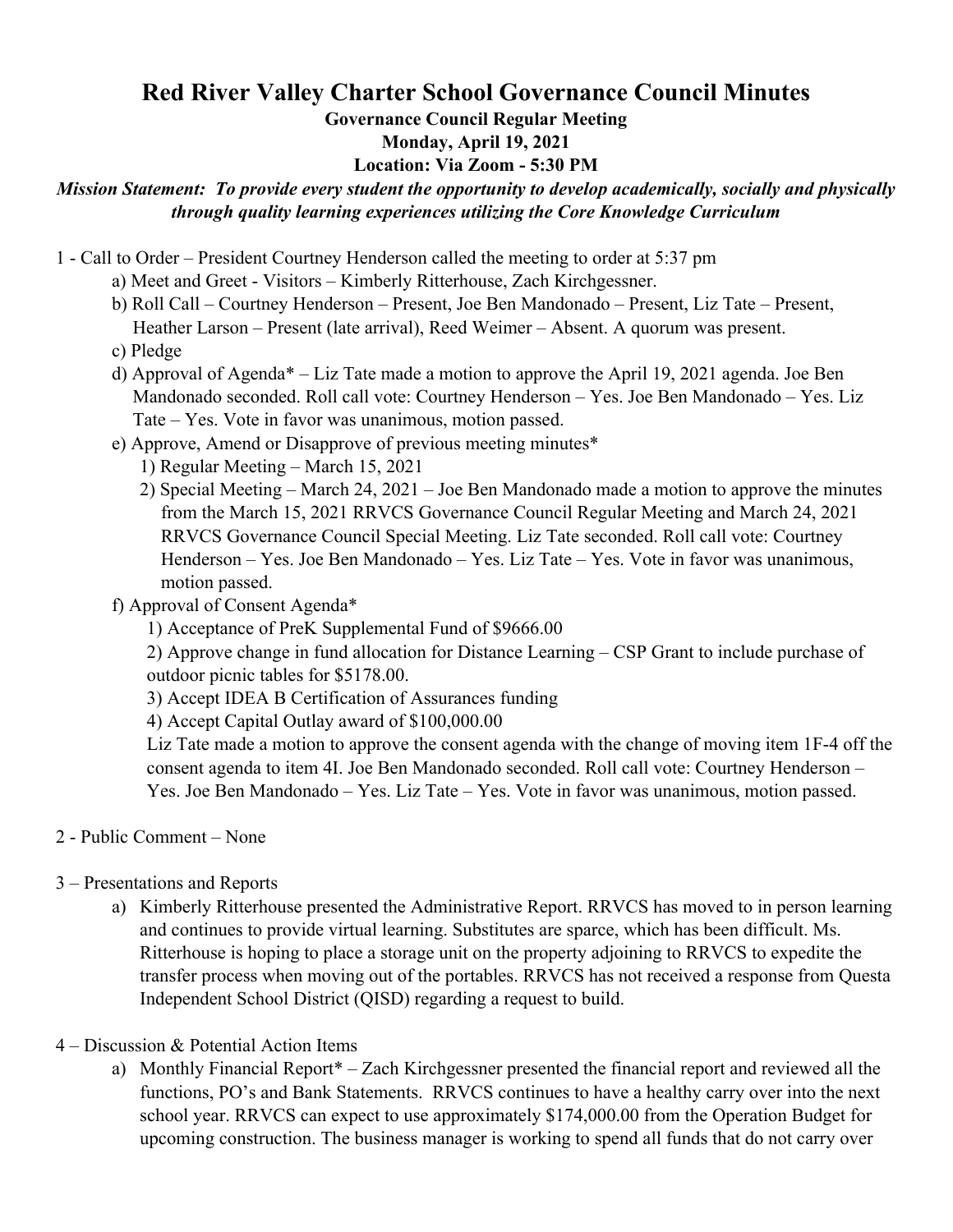# Red River Valley Charter School Governance Council Minutes

**Governance Council Regular Meeting**

**Monday, April 19, 2021**

**Location: Via Zoom - 5:30 PM**

***Mission Statement: To provide every student the opportunity to develop academically, socially and physically through quality learning experiences utilizing the Core Knowledge Curriculum***

1 - Call to Order – President Courtney Henderson called the meeting to order at 5:37 pm

- a) Meet and Greet - Visitors – Kimberly Ritterhouse, Zach Kirchgessner.
- b) Roll Call – Courtney Henderson – Present, Joe Ben Mandonado – Present, Liz Tate – Present, Heather Larson – Present (late arrival), Reed Weimer – Absent. A quorum was present.
- c) Pledge
- d) Approval of Agenda* – Liz Tate made a motion to approve the April 19, 2021 agenda. Joe Ben Mandonado seconded. Roll call vote: Courtney Henderson – Yes. Joe Ben Mandonado – Yes. Liz Tate – Yes. Vote in favor was unanimous, motion passed.
- e) Approve, Amend or Disapprove of previous meeting minutes*
  1) Regular Meeting – March 15, 2021
  2) Special Meeting – March 24, 2021 – Joe Ben Mandonado made a motion to approve the minutes from the March 15, 2021 RRVCS Governance Council Regular Meeting and March 24, 2021 RRVCS Governance Council Special Meeting. Liz Tate seconded. Roll call vote: Courtney Henderson – Yes. Joe Ben Mandonado – Yes. Liz Tate – Yes. Vote in favor was unanimous, motion passed.
- f) Approval of Consent Agenda*
  1) Acceptance of PreK Supplemental Fund of $9666.00
  2) Approve change in fund allocation for Distance Learning – CSP Grant to include purchase of outdoor picnic tables for $5178.00.
  3) Accept IDEA B Certification of Assurances funding
  4) Accept Capital Outlay award of $100,000.00

  Liz Tate made a motion to approve the consent agenda with the change of moving item 1F-4 off the consent agenda to item 4I. Joe Ben Mandonado seconded. Roll call vote: Courtney Henderson – Yes. Joe Ben Mandonado – Yes. Liz Tate – Yes. Vote in favor was unanimous, motion passed.

2 - Public Comment – None

3 – Presentations and Reports

- a) Kimberly Ritterhouse presented the Administrative Report. RRVCS has moved to in person learning and continues to provide virtual learning. Substitutes are sparce, which has been difficult. Ms. Ritterhouse is hoping to place a storage unit on the property adjoining to RRVCS to expedite the transfer process when moving out of the portables. RRVCS has not received a response from Questa Independent School District (QISD) regarding a request to build.

4 – Discussion & Potential Action Items

- a) Monthly Financial Report* – Zach Kirchgessner presented the financial report and reviewed all the functions, PO's and Bank Statements. RRVCS continues to have a healthy carry over into the next school year. RRVCS can expect to use approximately $174,000.00 from the Operation Budget for upcoming construction. The business manager is working to spend all funds that do not carry over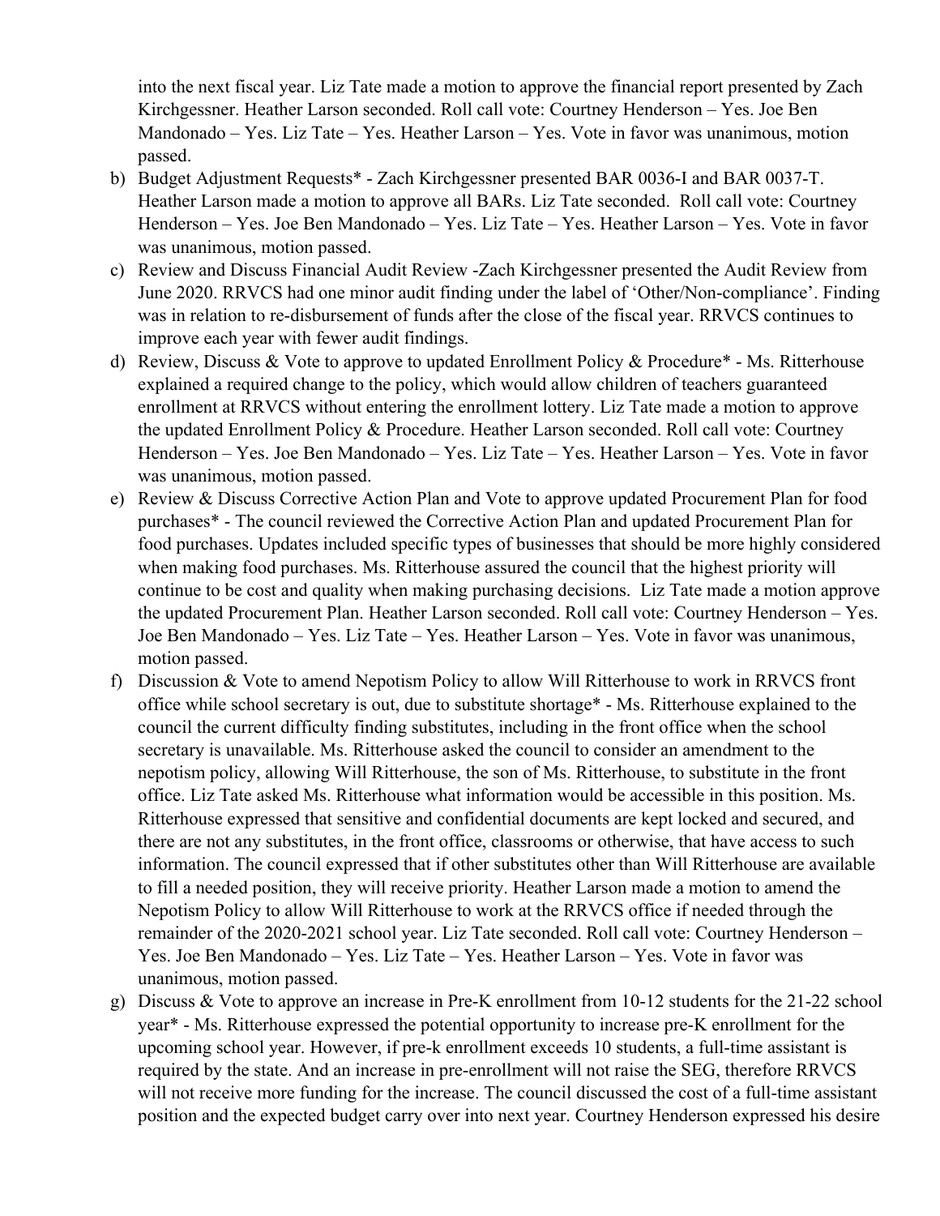into the next fiscal year. Liz Tate made a motion to approve the financial report presented by Zach Kirchgessner. Heather Larson seconded. Roll call vote: Courtney Henderson – Yes. Joe Ben Mandonado – Yes. Liz Tate – Yes. Heather Larson – Yes. Vote in favor was unanimous, motion passed.

b) Budget Adjustment Requests* - Zach Kirchgessner presented BAR 0036-I and BAR 0037-T. Heather Larson made a motion to approve all BARs. Liz Tate seconded. Roll call vote: Courtney Henderson – Yes. Joe Ben Mandonado – Yes. Liz Tate – Yes. Heather Larson – Yes. Vote in favor was unanimous, motion passed.

c) Review and Discuss Financial Audit Review -Zach Kirchgessner presented the Audit Review from June 2020. RRVCS had one minor audit finding under the label of 'Other/Non-compliance'. Finding was in relation to re-disbursement of funds after the close of the fiscal year. RRVCS continues to improve each year with fewer audit findings.

d) Review, Discuss & Vote to approve to updated Enrollment Policy & Procedure* - Ms. Ritterhouse explained a required change to the policy, which would allow children of teachers guaranteed enrollment at RRVCS without entering the enrollment lottery. Liz Tate made a motion to approve the updated Enrollment Policy & Procedure. Heather Larson seconded. Roll call vote: Courtney Henderson – Yes. Joe Ben Mandonado – Yes. Liz Tate – Yes. Heather Larson – Yes. Vote in favor was unanimous, motion passed.

e) Review & Discuss Corrective Action Plan and Vote to approve updated Procurement Plan for food purchases* - The council reviewed the Corrective Action Plan and updated Procurement Plan for food purchases. Updates included specific types of businesses that should be more highly considered when making food purchases. Ms. Ritterhouse assured the council that the highest priority will continue to be cost and quality when making purchasing decisions. Liz Tate made a motion approve the updated Procurement Plan. Heather Larson seconded. Roll call vote: Courtney Henderson – Yes. Joe Ben Mandonado – Yes. Liz Tate – Yes. Heather Larson – Yes. Vote in favor was unanimous, motion passed.

f) Discussion & Vote to amend Nepotism Policy to allow Will Ritterhouse to work in RRVCS front office while school secretary is out, due to substitute shortage* - Ms. Ritterhouse explained to the council the current difficulty finding substitutes, including in the front office when the school secretary is unavailable. Ms. Ritterhouse asked the council to consider an amendment to the nepotism policy, allowing Will Ritterhouse, the son of Ms. Ritterhouse, to substitute in the front office. Liz Tate asked Ms. Ritterhouse what information would be accessible in this position. Ms. Ritterhouse expressed that sensitive and confidential documents are kept locked and secured, and there are not any substitutes, in the front office, classrooms or otherwise, that have access to such information. The council expressed that if other substitutes other than Will Ritterhouse are available to fill a needed position, they will receive priority. Heather Larson made a motion to amend the Nepotism Policy to allow Will Ritterhouse to work at the RRVCS office if needed through the remainder of the 2020-2021 school year. Liz Tate seconded. Roll call vote: Courtney Henderson – Yes. Joe Ben Mandonado – Yes. Liz Tate – Yes. Heather Larson – Yes. Vote in favor was unanimous, motion passed.

g) Discuss & Vote to approve an increase in Pre-K enrollment from 10-12 students for the 21-22 school year* - Ms. Ritterhouse expressed the potential opportunity to increase pre-K enrollment for the upcoming school year. However, if pre-k enrollment exceeds 10 students, a full-time assistant is required by the state. And an increase in pre-enrollment will not raise the SEG, therefore RRVCS will not receive more funding for the increase. The council discussed the cost of a full-time assistant position and the expected budget carry over into next year. Courtney Henderson expressed his desire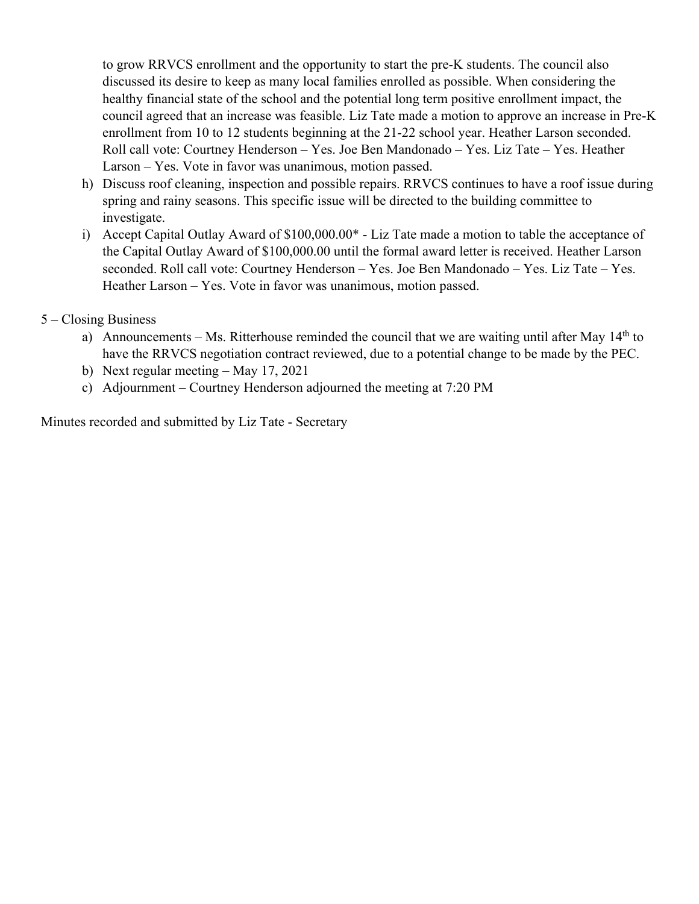to grow RRVCS enrollment and the opportunity to start the pre-K students. The council also discussed its desire to keep as many local families enrolled as possible. When considering the healthy financial state of the school and the potential long term positive enrollment impact, the council agreed that an increase was feasible. Liz Tate made a motion to approve an increase in Pre-K enrollment from 10 to 12 students beginning at the 21-22 school year. Heather Larson seconded. Roll call vote: Courtney Henderson – Yes. Joe Ben Mandonado – Yes. Liz Tate – Yes. Heather Larson – Yes. Vote in favor was unanimous, motion passed.

h) Discuss roof cleaning, inspection and possible repairs. RRVCS continues to have a roof issue during spring and rainy seasons. This specific issue will be directed to the building committee to investigate.
i) Accept Capital Outlay Award of $100,000.00* - Liz Tate made a motion to table the acceptance of the Capital Outlay Award of $100,000.00 until the formal award letter is received. Heather Larson seconded. Roll call vote: Courtney Henderson – Yes. Joe Ben Mandonado – Yes. Liz Tate – Yes. Heather Larson – Yes. Vote in favor was unanimous, motion passed.

5 – Closing Business

a) Announcements – Ms. Ritterhouse reminded the council that we are waiting until after May 14th to have the RRVCS negotiation contract reviewed, due to a potential change to be made by the PEC.
b) Next regular meeting – May 17, 2021
c) Adjournment – Courtney Henderson adjourned the meeting at 7:20 PM

Minutes recorded and submitted by Liz Tate - Secretary